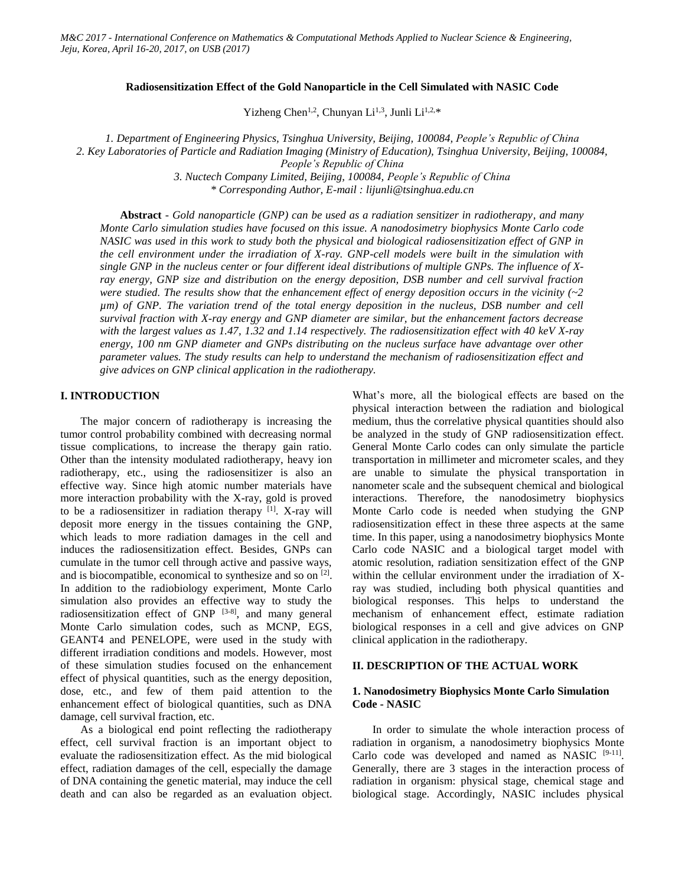# Radiosensitization Effect of the Gold Nanoparticle in the Cell Simulated with NASIC Code

Yizheng Chen[1,2], Chunyan Li[1,3], Junli Li[1,2,*]

*1. Department of Engineering Physics, Tsinghua University, Beijing, 100084, People's Republic of China*
*2. Key Laboratories of Particle and Radiation Imaging (Ministry of Education), Tsinghua University, Beijing, 100084, People's Republic of China*
*3. Nuctech Company Limited, Beijing, 100084, People's Republic of China*
*\* Corresponding Author, E-mail : lijunli@tsinghua.edu.cn*

**Abstract** - *Gold nanoparticle (GNP) can be used as a radiation sensitizer in radiotherapy, and many Monte Carlo simulation studies have focused on this issue. A nanodosimetry biophysics Monte Carlo code NASIC was used in this work to study both the physical and biological radiosensitization effect of GNP in the cell environment under the irradiation of X-ray. GNP-cell models were built in the simulation with single GNP in the nucleus center or four different ideal distributions of multiple GNPs. The influence of X-ray energy, GNP size and distribution on the energy deposition, DSB number and cell survival fraction were studied. The results show that the enhancement effect of energy deposition occurs in the vicinity (~2 μm) of GNP. The variation trend of the total energy deposition in the nucleus, DSB number and cell survival fraction with X-ray energy and GNP diameter are similar, but the enhancement factors decrease with the largest values as 1.47, 1.32 and 1.14 respectively. The radiosensitization effect with 40 keV X-ray energy, 100 nm GNP diameter and GNPs distributing on the nucleus surface have advantage over other parameter values. The study results can help to understand the mechanism of radiosensitization effect and give advices on GNP clinical application in the radiotherapy.*

## I. INTRODUCTION

The major concern of radiotherapy is increasing the tumor control probability combined with decreasing normal tissue complications, to increase the therapy gain ratio. Other than the intensity modulated radiotherapy, heavy ion radiotherapy, etc., using the radiosensitizer is also an effective way. Since high atomic number materials have more interaction probability with the X-ray, gold is proved to be a radiosensitizer in radiation therapy [1]. X-ray will deposit more energy in the tissues containing the GNP, which leads to more radiation damages in the cell and induces the radiosensitization effect. Besides, GNPs can cumulate in the tumor cell through active and passive ways, and is biocompatible, economical to synthesize and so on [2]. In addition to the radiobiology experiment, Monte Carlo simulation also provides an effective way to study the radiosensitization effect of GNP [3-8], and many general Monte Carlo simulation codes, such as MCNP, EGS, GEANT4 and PENELOPE, were used in the study with different irradiation conditions and models. However, most of these simulation studies focused on the enhancement effect of physical quantities, such as the energy deposition, dose, etc., and few of them paid attention to the enhancement effect of biological quantities, such as DNA damage, cell survival fraction, etc.

As a biological end point reflecting the radiotherapy effect, cell survival fraction is an important object to evaluate the radiosensitization effect. As the mid biological effect, radiation damages of the cell, especially the damage of DNA containing the genetic material, may induce the cell death and can also be regarded as an evaluation object. What's more, all the biological effects are based on the physical interaction between the radiation and biological medium, thus the correlative physical quantities should also be analyzed in the study of GNP radiosensitization effect. General Monte Carlo codes can only simulate the particle transportation in millimeter and micrometer scales, and they are unable to simulate the physical transportation in nanometer scale and the subsequent chemical and biological interactions. Therefore, the nanodosimetry biophysics Monte Carlo code is needed when studying the GNP radiosensitization effect in these three aspects at the same time. In this paper, using a nanodosimetry biophysics Monte Carlo code NASIC and a biological target model with atomic resolution, radiation sensitization effect of the GNP within the cellular environment under the irradiation of X-ray was studied, including both physical quantities and biological responses. This helps to understand the mechanism of enhancement effect, estimate radiation biological responses in a cell and give advices on GNP clinical application in the radiotherapy.

## II. DESCRIPTION OF THE ACTUAL WORK

### 1. Nanodosimetry Biophysics Monte Carlo Simulation Code - NASIC

In order to simulate the whole interaction process of radiation in organism, a nanodosimetry biophysics Monte Carlo code was developed and named as NASIC [9-11]. Generally, there are 3 stages in the interaction process of radiation in organism: physical stage, chemical stage and biological stage. Accordingly, NASIC includes physical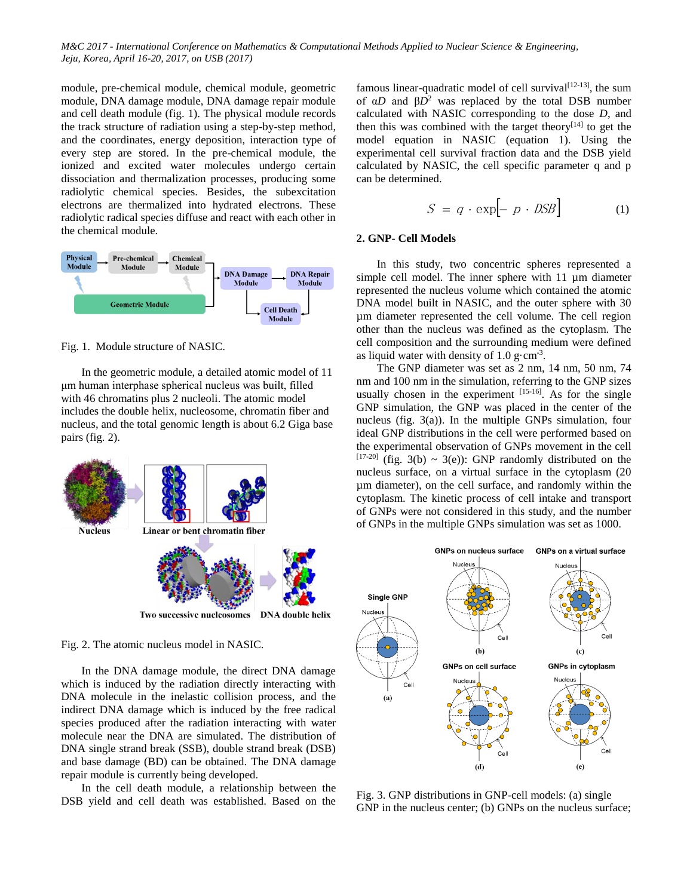module, pre-chemical module, chemical module, geometric module, DNA damage module, DNA damage repair module and cell death module (fig. 1). The physical module records the track structure of radiation using a step-by-step method, and the coordinates, energy deposition, interaction type of every step are stored. In the pre-chemical module, the ionized and excited water molecules undergo certain dissociation and thermalization processes, producing some radiolytic chemical species. Besides, the subexcitation electrons are thermalized into hydrated electrons. These radiolytic radical species diffuse and react with each other in the chemical module.

Fig. 1. Module structure of NASIC.

In the geometric module, a detailed atomic model of 11 µm human interphase spherical nucleus was built, filled with 46 chromatins plus 2 nucleoli. The atomic model includes the double helix, nucleosome, chromatin fiber and nucleus, and the total genomic length is about 6.2 Giga base pairs (fig. 2).

Fig. 2. The atomic nucleus model in NASIC.

In the DNA damage module, the direct DNA damage which is induced by the radiation directly interacting with DNA molecule in the inelastic collision process, and the indirect DNA damage which is induced by the free radical species produced after the radiation interacting with water molecule near the DNA are simulated. The distribution of DNA single strand break (SSB), double strand break (DSB) and base damage (BD) can be obtained. The DNA damage repair module is currently being developed.

In the cell death module, a relationship between the DSB yield and cell death was established. Based on the famous linear-quadratic model of cell survival[12-13], the sum of $\alpha D$ and $\beta D^2$ was replaced by the total DSB number calculated with NASIC corresponding to the dose $D$, and then this was combined with the target theory[14] to get the model equation in NASIC (equation 1). Using the experimental cell survival fraction data and the DSB yield calculated by NASIC, the cell specific parameter q and p can be determined.

$$S = q \cdot \exp[-p \cdot DSB] \qquad (1)$$

## 2. GNP- Cell Models

In this study, two concentric spheres represented a simple cell model. The inner sphere with 11 µm diameter represented the nucleus volume which contained the atomic DNA model built in NASIC, and the outer sphere with 30 µm diameter represented the cell volume. The cell region other than the nucleus was defined as the cytoplasm. The cell composition and the surrounding medium were defined as liquid water with density of 1.0 g·cm$^{-3}$.

The GNP diameter was set as 2 nm, 14 nm, 50 nm, 74 nm and 100 nm in the simulation, referring to the GNP sizes usually chosen in the experiment [15-16]. As for the single GNP simulation, the GNP was placed in the center of the nucleus (fig. 3(a)). In the multiple GNPs simulation, four ideal GNP distributions in the cell were performed based on the experimental observation of GNPs movement in the cell [17-20] (fig. 3(b) ~ 3(e)): GNP randomly distributed on the nucleus surface, on a virtual surface in the cytoplasm (20 µm diameter), on the cell surface, and randomly within the cytoplasm. The kinetic process of cell intake and transport of GNPs were not considered in this study, and the number of GNPs in the multiple GNPs simulation was set as 1000.

Fig. 3. GNP distributions in GNP-cell models: (a) single GNP in the nucleus center; (b) GNPs on the nucleus surface;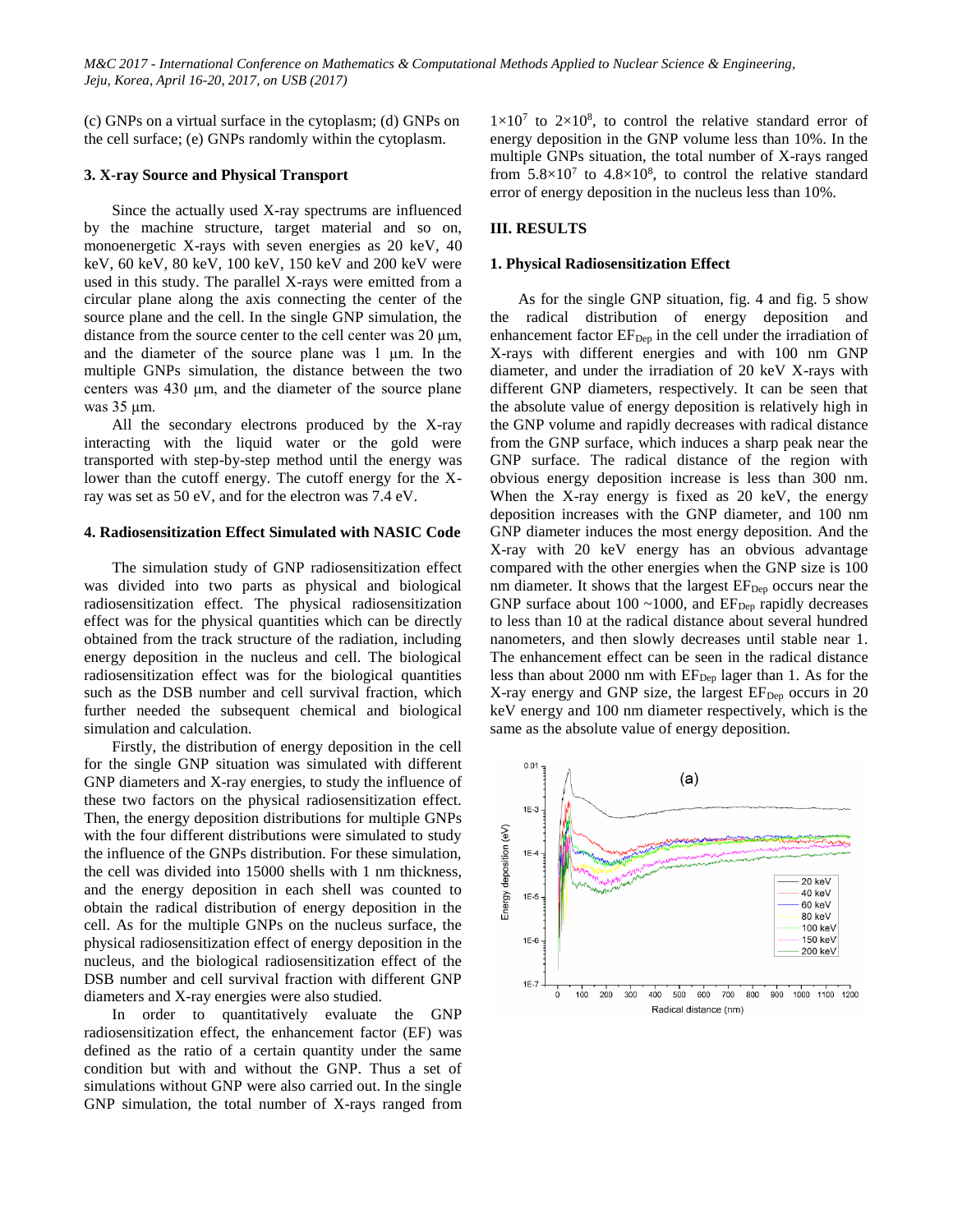(c) GNPs on a virtual surface in the cytoplasm; (d) GNPs on the cell surface; (e) GNPs randomly within the cytoplasm.

### 3. X-ray Source and Physical Transport

Since the actually used X-ray spectrums are influenced by the machine structure, target material and so on, monoenergetic X-rays with seven energies as 20 keV, 40 keV, 60 keV, 80 keV, 100 keV, 150 keV and 200 keV were used in this study. The parallel X-rays were emitted from a circular plane along the axis connecting the center of the source plane and the cell. In the single GNP simulation, the distance from the source center to the cell center was 20 μm, and the diameter of the source plane was 1 μm. In the multiple GNPs simulation, the distance between the two centers was 430 μm, and the diameter of the source plane was 35 μm.

All the secondary electrons produced by the X-ray interacting with the liquid water or the gold were transported with step-by-step method until the energy was lower than the cutoff energy. The cutoff energy for the X-ray was set as 50 eV, and for the electron was 7.4 eV.

### 4. Radiosensitization Effect Simulated with NASIC Code

The simulation study of GNP radiosensitization effect was divided into two parts as physical and biological radiosensitization effect. The physical radiosensitization effect was for the physical quantities which can be directly obtained from the track structure of the radiation, including energy deposition in the nucleus and cell. The biological radiosensitization effect was for the biological quantities such as the DSB number and cell survival fraction, which further needed the subsequent chemical and biological simulation and calculation.

Firstly, the distribution of energy deposition in the cell for the single GNP situation was simulated with different GNP diameters and X-ray energies, to study the influence of these two factors on the physical radiosensitization effect. Then, the energy deposition distributions for multiple GNPs with the four different distributions were simulated to study the influence of the GNPs distribution. For these simulation, the cell was divided into 15000 shells with 1 nm thickness, and the energy deposition in each shell was counted to obtain the radical distribution of energy deposition in the cell. As for the multiple GNPs on the nucleus surface, the physical radiosensitization effect of energy deposition in the nucleus, and the biological radiosensitization effect of the DSB number and cell survival fraction with different GNP diameters and X-ray energies were also studied.

In order to quantitatively evaluate the GNP radiosensitization effect, the enhancement factor (EF) was defined as the ratio of a certain quantity under the same condition but with and without the GNP. Thus a set of simulations without GNP were also carried out. In the single GNP simulation, the total number of X-rays ranged from $1\times10^7$ to $2\times10^8$, to control the relative standard error of energy deposition in the GNP volume less than 10%. In the multiple GNPs situation, the total number of X-rays ranged from $5.8\times10^7$ to $4.8\times10^8$, to control the relative standard error of energy deposition in the nucleus less than 10%.

## III. RESULTS

### 1. Physical Radiosensitization Effect

As for the single GNP situation, fig. 4 and fig. 5 show the radical distribution of energy deposition and enhancement factor $EF_{Dep}$ in the cell under the irradiation of X-rays with different energies and with 100 nm GNP diameter, and under the irradiation of 20 keV X-rays with different GNP diameters, respectively. It can be seen that the absolute value of energy deposition is relatively high in the GNP volume and rapidly decreases with radical distance from the GNP surface, which induces a sharp peak near the GNP surface. The radical distance of the region with obvious energy deposition increase is less than 300 nm. When the X-ray energy is fixed as 20 keV, the energy deposition increases with the GNP diameter, and 100 nm GNP diameter induces the most energy deposition. And the X-ray with 20 keV energy has an obvious advantage compared with the other energies when the GNP size is 100 nm diameter. It shows that the largest $EF_{Dep}$ occurs near the GNP surface about 100 ~1000, and $EF_{Dep}$ rapidly decreases to less than 10 at the radical distance about several hundred nanometers, and then slowly decreases until stable near 1. The enhancement effect can be seen in the radical distance less than about 2000 nm with $EF_{Dep}$ lager than 1. As for the X-ray energy and GNP size, the largest $EF_{Dep}$ occurs in 20 keV energy and 100 nm diameter respectively, which is the same as the absolute value of energy deposition.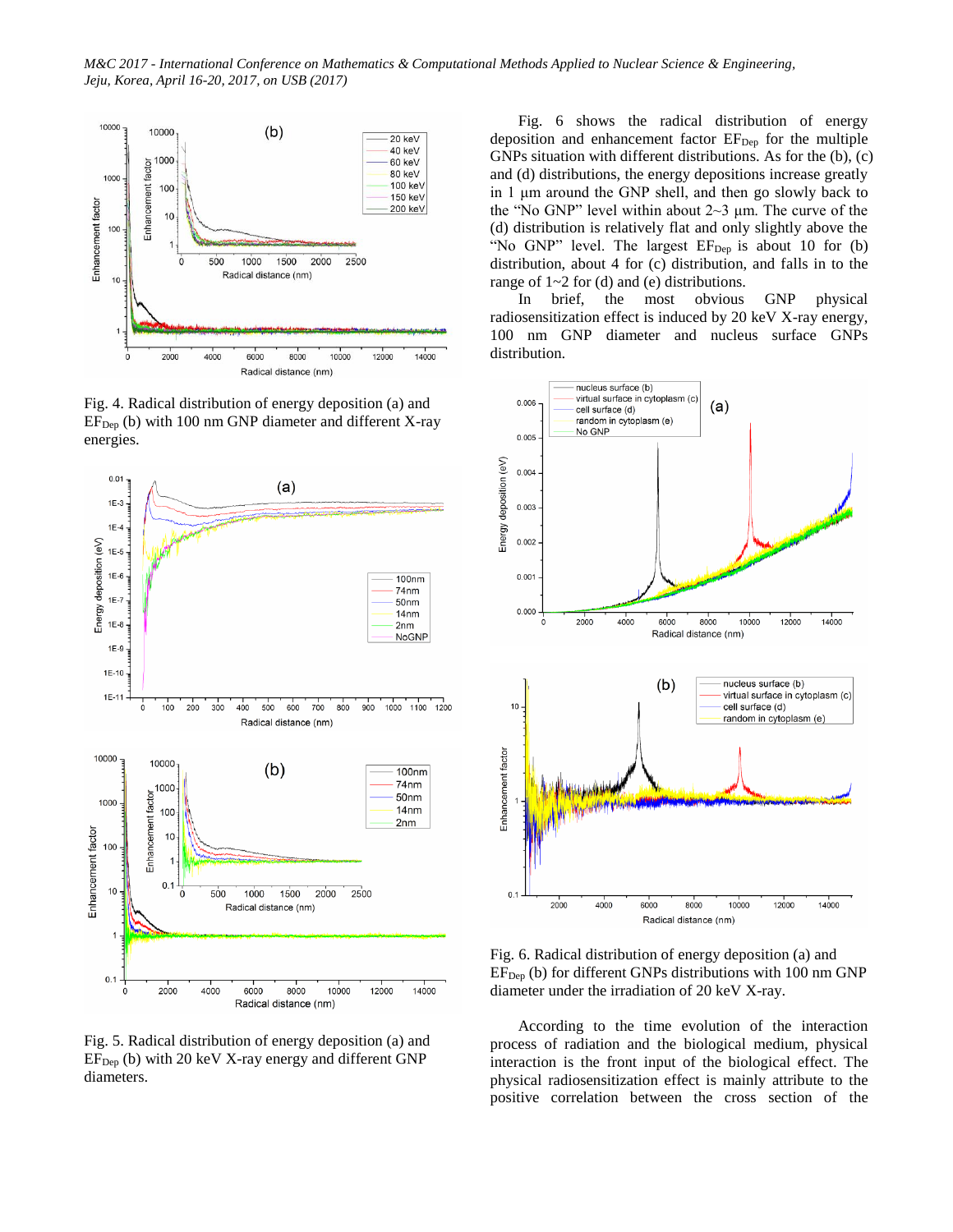Fig. 4. Radical distribution of energy deposition (a) and $EF_{Dep}$ (b) with 100 nm GNP diameter and different X-ray energies.

Fig. 5. Radical distribution of energy deposition (a) and $EF_{Dep}$ (b) with 20 keV X-ray energy and different GNP diameters.

Fig. 6 shows the radical distribution of energy deposition and enhancement factor $EF_{Dep}$ for the multiple GNPs situation with different distributions. As for the (b), (c) and (d) distributions, the energy depositions increase greatly in 1 μm around the GNP shell, and then go slowly back to the "No GNP" level within about 2~3 μm. The curve of the (d) distribution is relatively flat and only slightly above the "No GNP" level. The largest $EF_{Dep}$ is about 10 for (b) distribution, about 4 for (c) distribution, and falls in to the range of 1~2 for (d) and (e) distributions.

In brief, the most obvious GNP physical radiosensitization effect is induced by 20 keV X-ray energy, 100 nm GNP diameter and nucleus surface GNPs distribution.

Fig. 6. Radical distribution of energy deposition (a) and $EF_{Dep}$ (b) for different GNPs distributions with 100 nm GNP diameter under the irradiation of 20 keV X-ray.

According to the time evolution of the interaction process of radiation and the biological medium, physical interaction is the front input of the biological effect. The physical radiosensitization effect is mainly attribute to the positive correlation between the cross section of the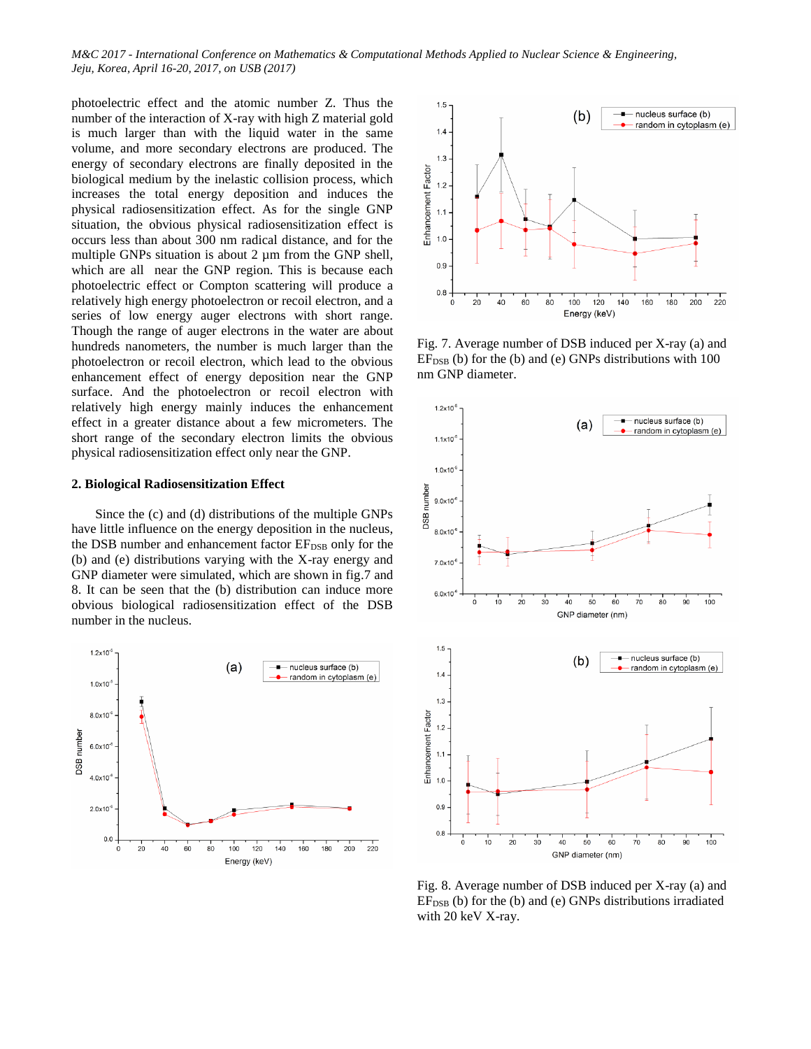photoelectric effect and the atomic number Z. Thus the number of the interaction of X-ray with high Z material gold is much larger than with the liquid water in the same volume, and more secondary electrons are produced. The energy of secondary electrons are finally deposited in the biological medium by the inelastic collision process, which increases the total energy deposition and induces the physical radiosensitization effect. As for the single GNP situation, the obvious physical radiosensitization effect is occurs less than about 300 nm radical distance, and for the multiple GNPs situation is about 2 μm from the GNP shell, which are all near the GNP region. This is because each photoelectric effect or Compton scattering will produce a relatively high energy photoelectron or recoil electron, and a series of low energy auger electrons with short range. Though the range of auger electrons in the water are about hundreds nanometers, the number is much larger than the photoelectron or recoil electron, which lead to the obvious enhancement effect of energy deposition near the GNP surface. And the photoelectron or recoil electron with relatively high energy mainly induces the enhancement effect in a greater distance about a few micrometers. The short range of the secondary electron limits the obvious physical radiosensitization effect only near the GNP.

## 2. Biological Radiosensitization Effect

Since the (c) and (d) distributions of the multiple GNPs have little influence on the energy deposition in the nucleus, the DSB number and enhancement factor $EF_{DSB}$ only for the (b) and (e) distributions varying with the X-ray energy and GNP diameter were simulated, which are shown in fig.7 and 8. It can be seen that the (b) distribution can induce more obvious biological radiosensitization effect of the DSB number in the nucleus.

Fig. 7. Average number of DSB induced per X-ray (a) and $EF_{DSB}$ (b) for the (b) and (e) GNPs distributions with 100 nm GNP diameter.

Fig. 8. Average number of DSB induced per X-ray (a) and $EF_{DSB}$ (b) for the (b) and (e) GNPs distributions irradiated with 20 keV X-ray.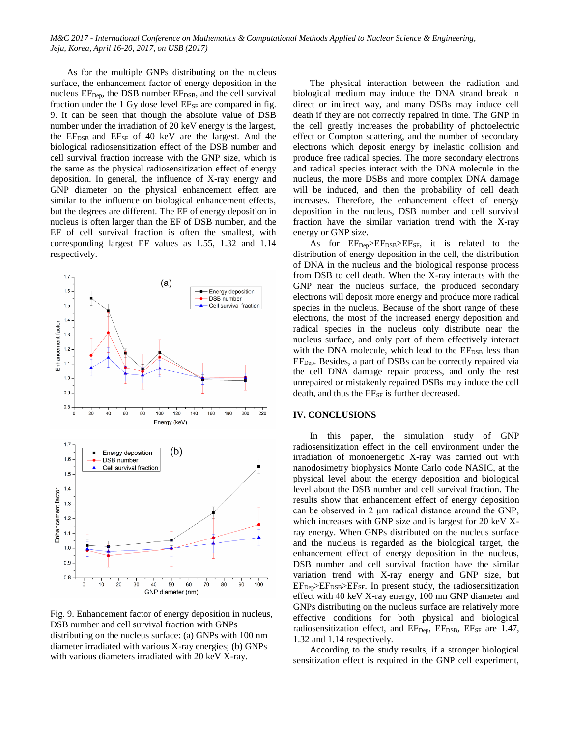As for the multiple GNPs distributing on the nucleus surface, the enhancement factor of energy deposition in the nucleus $EF_{Dep}$, the DSB number $EF_{DSB}$, and the cell survival fraction under the 1 Gy dose level $EF_{SF}$ are compared in fig. 9. It can be seen that though the absolute value of DSB number under the irradiation of 20 keV energy is the largest, the $EF_{DSB}$ and $EF_{SF}$ of 40 keV are the largest. And the biological radiosensitization effect of the DSB number and cell survival fraction increase with the GNP size, which is the same as the physical radiosensitization effect of energy deposition. In general, the influence of X-ray energy and GNP diameter on the physical enhancement effect are similar to the influence on biological enhancement effects, but the degrees are different. The EF of energy deposition in nucleus is often larger than the EF of DSB number, and the EF of cell survival fraction is often the smallest, with corresponding largest EF values as 1.55, 1.32 and 1.14 respectively.

Fig. 9. Enhancement factor of energy deposition in nucleus, DSB number and cell survival fraction with GNPs distributing on the nucleus surface: (a) GNPs with 100 nm diameter irradiated with various X-ray energies; (b) GNPs with various diameters irradiated with 20 keV X-ray.

The physical interaction between the radiation and biological medium may induce the DNA strand break in direct or indirect way, and many DSBs may induce cell death if they are not correctly repaired in time. The GNP in the cell greatly increases the probability of photoelectric effect or Compton scattering, and the number of secondary electrons which deposit energy by inelastic collision and produce free radical species. The more secondary electrons and radical species interact with the DNA molecule in the nucleus, the more DSBs and more complex DNA damage will be induced, and then the probability of cell death increases. Therefore, the enhancement effect of energy deposition in the nucleus, DSB number and cell survival fraction have the similar variation trend with the X-ray energy or GNP size.

As for $EF_{Dep}>EF_{DSB}>EF_{SF}$, it is related to the distribution of energy deposition in the cell, the distribution of DNA in the nucleus and the biological response process from DSB to cell death. When the X-ray interacts with the GNP near the nucleus surface, the produced secondary electrons will deposit more energy and produce more radical species in the nucleus. Because of the short range of these electrons, the most of the increased energy deposition and radical species in the nucleus only distribute near the nucleus surface, and only part of them effectively interact with the DNA molecule, which lead to the $EF_{DSB}$ less than $EF_{Dep}$. Besides, a part of DSBs can be correctly repaired via the cell DNA damage repair process, and only the rest unrepaired or mistakenly repaired DSBs may induce the cell death, and thus the $EF_{SF}$ is further decreased.

## IV. CONCLUSIONS

In this paper, the simulation study of GNP radiosensitization effect in the cell environment under the irradiation of monoenergetic X-ray was carried out with nanodosimetry biophysics Monte Carlo code NASIC, at the physical level about the energy deposition and biological level about the DSB number and cell survival fraction. The results show that enhancement effect of energy deposition can be observed in 2 μm radical distance around the GNP, which increases with GNP size and is largest for 20 keV X-ray energy. When GNPs distributed on the nucleus surface and the nucleus is regarded as the biological target, the enhancement effect of energy deposition in the nucleus, DSB number and cell survival fraction have the similar variation trend with X-ray energy and GNP size, but $EF_{Dep}>EF_{DSB}>EF_{SF}$. In present study, the radiosensitization effect with 40 keV X-ray energy, 100 nm GNP diameter and GNPs distributing on the nucleus surface are relatively more effective conditions for both physical and biological radiosensitization effect, and $EF_{Dep}$, $EF_{DSB}$, $EF_{SF}$ are 1.47, 1.32 and 1.14 respectively.

According to the study results, if a stronger biological sensitization effect is required in the GNP cell experiment,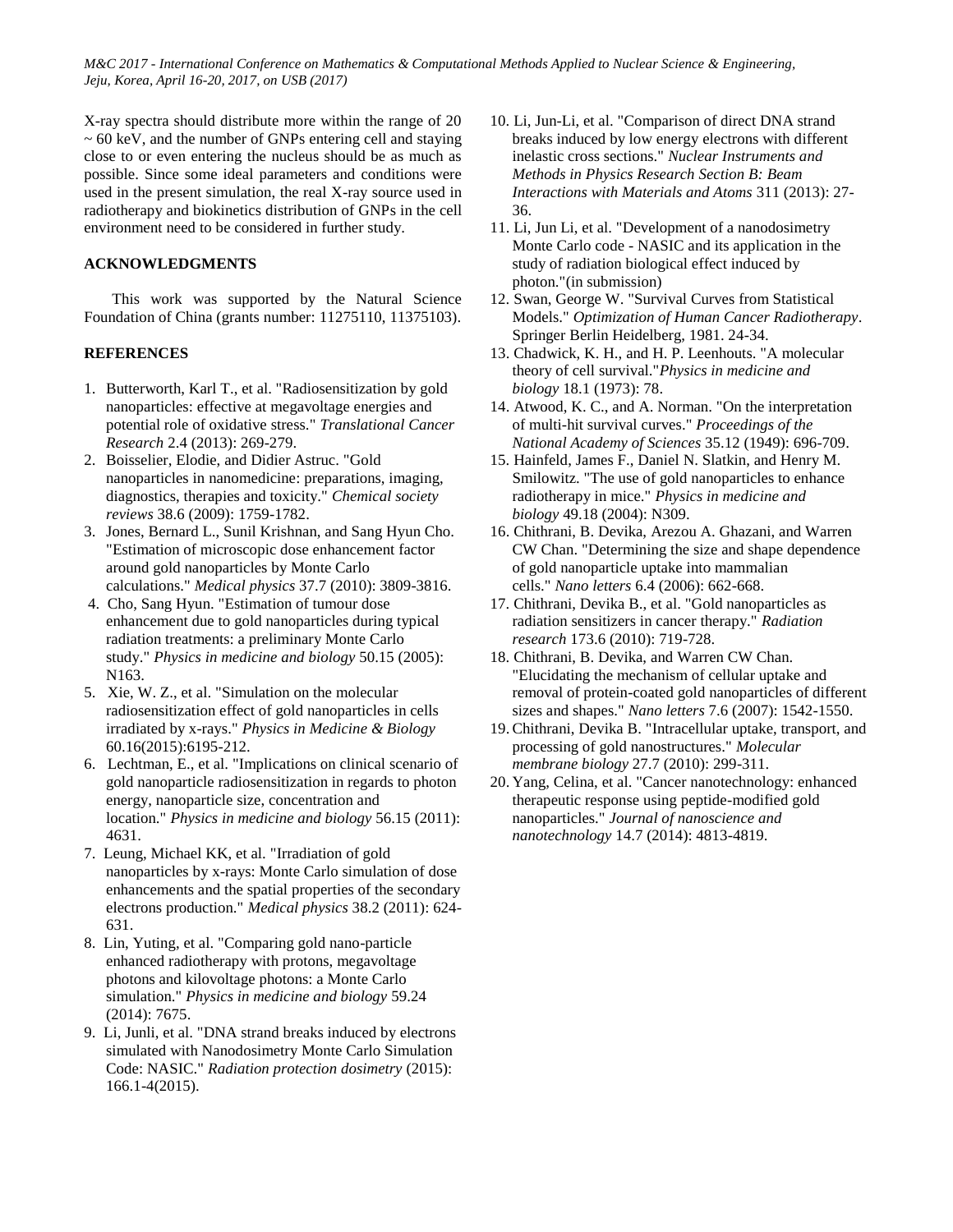X-ray spectra should distribute more within the range of 20 ~ 60 keV, and the number of GNPs entering cell and staying close to or even entering the nucleus should be as much as possible. Since some ideal parameters and conditions were used in the present simulation, the real X-ray source used in radiotherapy and biokinetics distribution of GNPs in the cell environment need to be considered in further study.

## ACKNOWLEDGMENTS

This work was supported by the Natural Science Foundation of China (grants number: 11275110, 11375103).

## REFERENCES

1. Butterworth, Karl T., et al. "Radiosensitization by gold nanoparticles: effective at megavoltage energies and potential role of oxidative stress." *Translational Cancer Research* 2.4 (2013): 269-279.
2. Boisselier, Elodie, and Didier Astruc. "Gold nanoparticles in nanomedicine: preparations, imaging, diagnostics, therapies and toxicity." *Chemical society reviews* 38.6 (2009): 1759-1782.
3. Jones, Bernard L., Sunil Krishnan, and Sang Hyun Cho. "Estimation of microscopic dose enhancement factor around gold nanoparticles by Monte Carlo calculations." *Medical physics* 37.7 (2010): 3809-3816.
4. Cho, Sang Hyun. "Estimation of tumour dose enhancement due to gold nanoparticles during typical radiation treatments: a preliminary Monte Carlo study." *Physics in medicine and biology* 50.15 (2005): N163.
5. Xie, W. Z., et al. "Simulation on the molecular radiosensitization effect of gold nanoparticles in cells irradiated by x-rays." *Physics in Medicine & Biology* 60.16(2015):6195-212.
6. Lechtman, E., et al. "Implications on clinical scenario of gold nanoparticle radiosensitization in regards to photon energy, nanoparticle size, concentration and location." *Physics in medicine and biology* 56.15 (2011): 4631.
7. Leung, Michael KK, et al. "Irradiation of gold nanoparticles by x-rays: Monte Carlo simulation of dose enhancements and the spatial properties of the secondary electrons production." *Medical physics* 38.2 (2011): 624-631.
8. Lin, Yuting, et al. "Comparing gold nano-particle enhanced radiotherapy with protons, megavoltage photons and kilovoltage photons: a Monte Carlo simulation." *Physics in medicine and biology* 59.24 (2014): 7675.
9. Li, Junli, et al. "DNA strand breaks induced by electrons simulated with Nanodosimetry Monte Carlo Simulation Code: NASIC." *Radiation protection dosimetry* (2015): 166.1-4(2015).
10. Li, Jun-Li, et al. "Comparison of direct DNA strand breaks induced by low energy electrons with different inelastic cross sections." *Nuclear Instruments and Methods in Physics Research Section B: Beam Interactions with Materials and Atoms* 311 (2013): 27-36.
11. Li, Jun Li, et al. "Development of a nanodosimetry Monte Carlo code - NASIC and its application in the study of radiation biological effect induced by photon."(in submission)
12. Swan, George W. "Survival Curves from Statistical Models." *Optimization of Human Cancer Radiotherapy*. Springer Berlin Heidelberg, 1981. 24-34.
13. Chadwick, K. H., and H. P. Leenhouts. "A molecular theory of cell survival."*Physics in medicine and biology* 18.1 (1973): 78.
14. Atwood, K. C., and A. Norman. "On the interpretation of multi-hit survival curves." *Proceedings of the National Academy of Sciences* 35.12 (1949): 696-709.
15. Hainfeld, James F., Daniel N. Slatkin, and Henry M. Smilowitz. "The use of gold nanoparticles to enhance radiotherapy in mice." *Physics in medicine and biology* 49.18 (2004): N309.
16. Chithrani, B. Devika, Arezou A. Ghazani, and Warren CW Chan. "Determining the size and shape dependence of gold nanoparticle uptake into mammalian cells." *Nano letters* 6.4 (2006): 662-668.
17. Chithrani, Devika B., et al. "Gold nanoparticles as radiation sensitizers in cancer therapy." *Radiation research* 173.6 (2010): 719-728.
18. Chithrani, B. Devika, and Warren CW Chan. "Elucidating the mechanism of cellular uptake and removal of protein-coated gold nanoparticles of different sizes and shapes." *Nano letters* 7.6 (2007): 1542-1550.
19. Chithrani, Devika B. "Intracellular uptake, transport, and processing of gold nanostructures." *Molecular membrane biology* 27.7 (2010): 299-311.
20. Yang, Celina, et al. "Cancer nanotechnology: enhanced therapeutic response using peptide-modified gold nanoparticles." *Journal of nanoscience and nanotechnology* 14.7 (2014): 4813-4819.